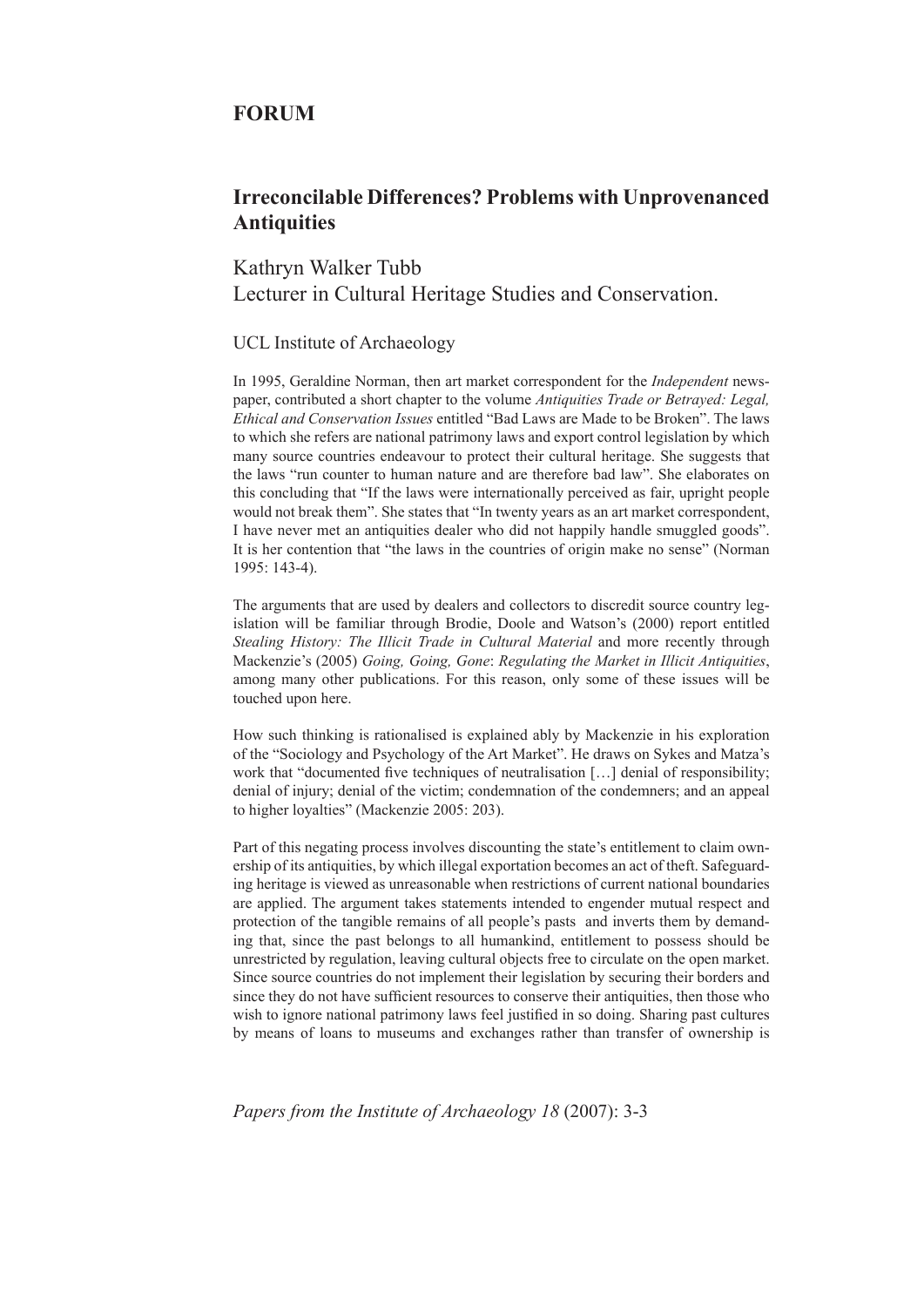## FORUM

# Irreconcilable Differences? Problems with Unprovenanced Antiquities

Kathryn Walker Tubb
Lecturer in Cultural Heritage Studies and Conservation.

UCL Institute of Archaeology

In 1995, Geraldine Norman, then art market correspondent for the *Independent* newspaper, contributed a short chapter to the volume *Antiquities Trade or Betrayed: Legal, Ethical and Conservation Issues* entitled "Bad Laws are Made to be Broken". The laws to which she refers are national patrimony laws and export control legislation by which many source countries endeavour to protect their cultural heritage. She suggests that the laws "run counter to human nature and are therefore bad law". She elaborates on this concluding that "If the laws were internationally perceived as fair, upright people would not break them". She states that "In twenty years as an art market correspondent, I have never met an antiquities dealer who did not happily handle smuggled goods". It is her contention that "the laws in the countries of origin make no sense" (Norman 1995: 143-4).

The arguments that are used by dealers and collectors to discredit source country legislation will be familiar through Brodie, Doole and Watson's (2000) report entitled *Stealing History: The Illicit Trade in Cultural Material* and more recently through Mackenzie's (2005) *Going, Going, Gone*: *Regulating the Market in Illicit Antiquities*, among many other publications. For this reason, only some of these issues will be touched upon here.

How such thinking is rationalised is explained ably by Mackenzie in his exploration of the "Sociology and Psychology of the Art Market". He draws on Sykes and Matza's work that "documented five techniques of neutralisation […] denial of responsibility; denial of injury; denial of the victim; condemnation of the condemners; and an appeal to higher loyalties" (Mackenzie 2005: 203).

Part of this negating process involves discounting the state's entitlement to claim ownership of its antiquities, by which illegal exportation becomes an act of theft. Safeguarding heritage is viewed as unreasonable when restrictions of current national boundaries are applied. The argument takes statements intended to engender mutual respect and protection of the tangible remains of all people's pasts and inverts them by demanding that, since the past belongs to all humankind, entitlement to possess should be unrestricted by regulation, leaving cultural objects free to circulate on the open market. Since source countries do not implement their legislation by securing their borders and since they do not have sufficient resources to conserve their antiquities, then those who wish to ignore national patrimony laws feel justified in so doing. Sharing past cultures by means of loans to museums and exchanges rather than transfer of ownership is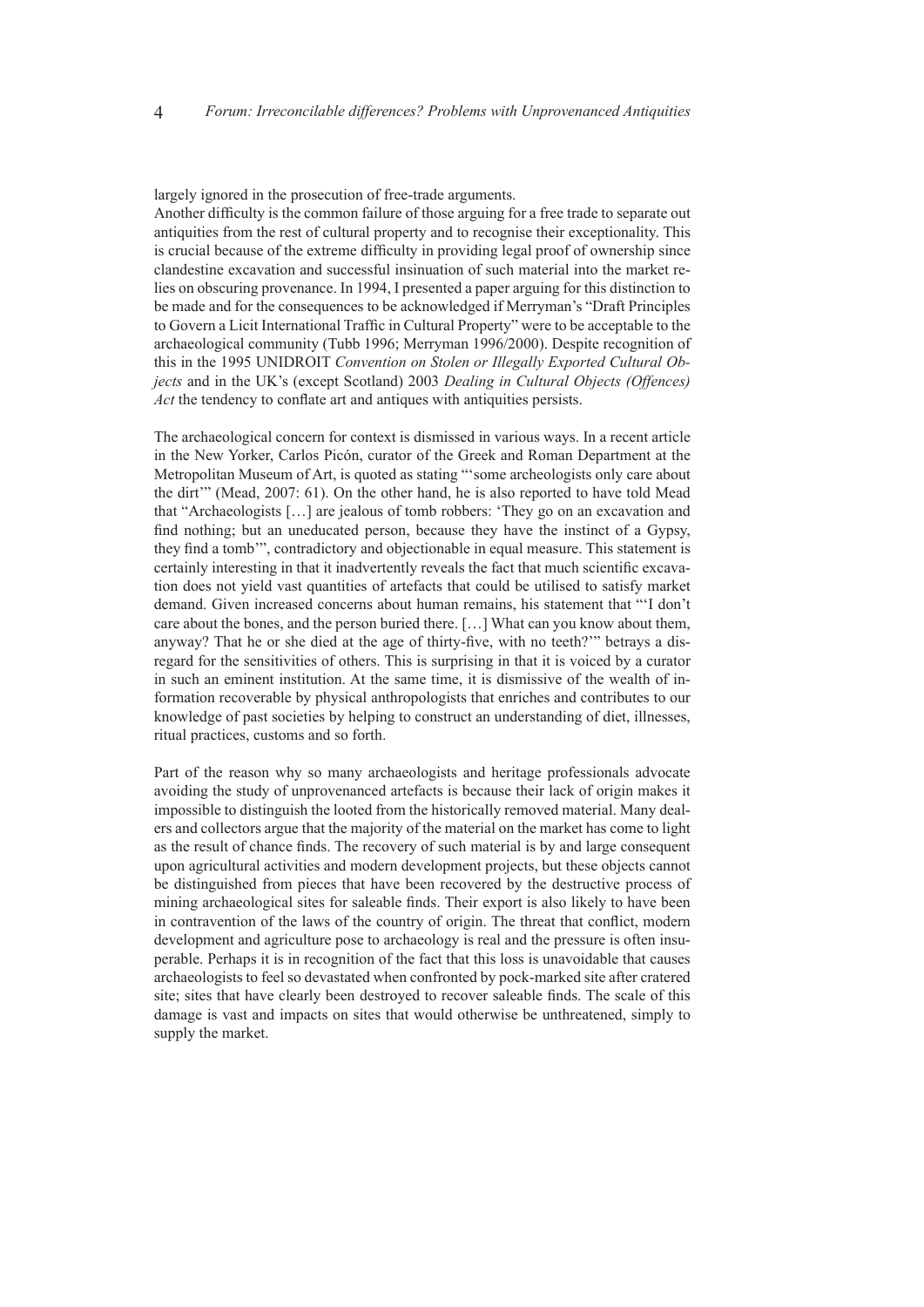largely ignored in the prosecution of free-trade arguments.

Another difficulty is the common failure of those arguing for a free trade to separate out antiquities from the rest of cultural property and to recognise their exceptionality. This is crucial because of the extreme difficulty in providing legal proof of ownership since clandestine excavation and successful insinuation of such material into the market relies on obscuring provenance. In 1994, I presented a paper arguing for this distinction to be made and for the consequences to be acknowledged if Merryman's "Draft Principles to Govern a Licit International Traffic in Cultural Property" were to be acceptable to the archaeological community (Tubb 1996; Merryman 1996/2000). Despite recognition of this in the 1995 UNIDROIT *Convention on Stolen or Illegally Exported Cultural Objects* and in the UK's (except Scotland) 2003 *Dealing in Cultural Objects (Offences) Act* the tendency to conflate art and antiques with antiquities persists.

The archaeological concern for context is dismissed in various ways. In a recent article in the New Yorker, Carlos Picón, curator of the Greek and Roman Department at the Metropolitan Museum of Art, is quoted as stating "'some archeologists only care about the dirt'" (Mead, 2007: 61). On the other hand, he is also reported to have told Mead that "Archaeologists […] are jealous of tomb robbers: 'They go on an excavation and find nothing; but an uneducated person, because they have the instinct of a Gypsy, they find a tomb'", contradictory and objectionable in equal measure. This statement is certainly interesting in that it inadvertently reveals the fact that much scientific excavation does not yield vast quantities of artefacts that could be utilised to satisfy market demand. Given increased concerns about human remains, his statement that "'I don't care about the bones, and the person buried there. […] What can you know about them, anyway? That he or she died at the age of thirty-five, with no teeth?'" betrays a disregard for the sensitivities of others. This is surprising in that it is voiced by a curator in such an eminent institution. At the same time, it is dismissive of the wealth of information recoverable by physical anthropologists that enriches and contributes to our knowledge of past societies by helping to construct an understanding of diet, illnesses, ritual practices, customs and so forth.

Part of the reason why so many archaeologists and heritage professionals advocate avoiding the study of unprovenanced artefacts is because their lack of origin makes it impossible to distinguish the looted from the historically removed material. Many dealers and collectors argue that the majority of the material on the market has come to light as the result of chance finds. The recovery of such material is by and large consequent upon agricultural activities and modern development projects, but these objects cannot be distinguished from pieces that have been recovered by the destructive process of mining archaeological sites for saleable finds. Their export is also likely to have been in contravention of the laws of the country of origin. The threat that conflict, modern development and agriculture pose to archaeology is real and the pressure is often insuperable. Perhaps it is in recognition of the fact that this loss is unavoidable that causes archaeologists to feel so devastated when confronted by pock-marked site after cratered site; sites that have clearly been destroyed to recover saleable finds. The scale of this damage is vast and impacts on sites that would otherwise be unthreatened, simply to supply the market.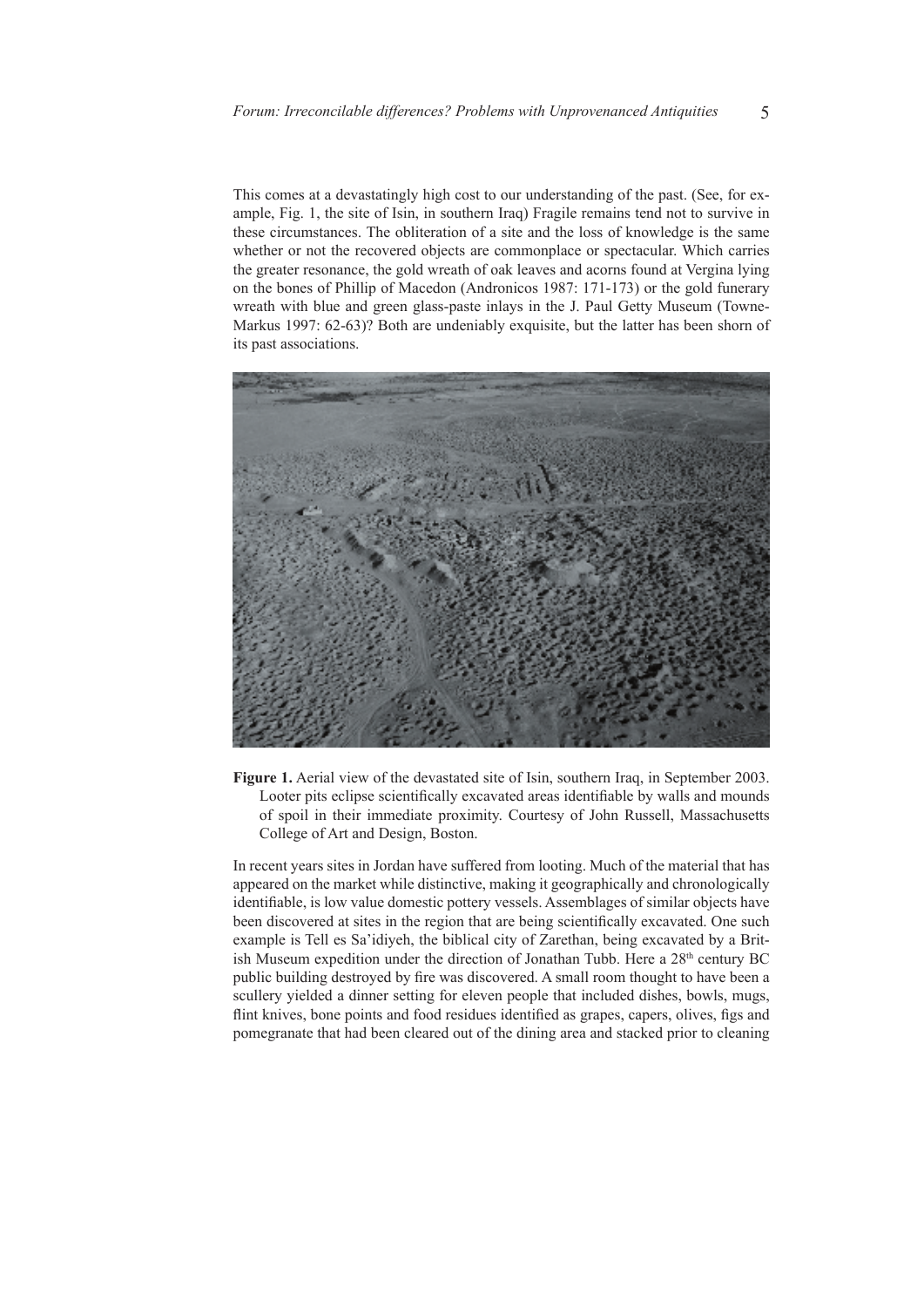This comes at a devastatingly high cost to our understanding of the past. (See, for example, Fig. 1, the site of Isin, in southern Iraq) Fragile remains tend not to survive in these circumstances. The obliteration of a site and the loss of knowledge is the same whether or not the recovered objects are commonplace or spectacular. Which carries the greater resonance, the gold wreath of oak leaves and acorns found at Vergina lying on the bones of Phillip of Macedon (Andronicos 1987: 171-173) or the gold funerary wreath with blue and green glass-paste inlays in the J. Paul Getty Museum (Towne-Markus 1997: 62-63)? Both are undeniably exquisite, but the latter has been shorn of its past associations.

**Figure 1.** Aerial view of the devastated site of Isin, southern Iraq, in September 2003. Looter pits eclipse scientifically excavated areas identifiable by walls and mounds of spoil in their immediate proximity. Courtesy of John Russell, Massachusetts College of Art and Design, Boston.

In recent years sites in Jordan have suffered from looting. Much of the material that has appeared on the market while distinctive, making it geographically and chronologically identifiable, is low value domestic pottery vessels. Assemblages of similar objects have been discovered at sites in the region that are being scientifically excavated. One such example is Tell es Sa'idiyeh, the biblical city of Zarethan, being excavated by a British Museum expedition under the direction of Jonathan Tubb. Here a 28th century BC public building destroyed by fire was discovered. A small room thought to have been a scullery yielded a dinner setting for eleven people that included dishes, bowls, mugs, flint knives, bone points and food residues identified as grapes, capers, olives, figs and pomegranate that had been cleared out of the dining area and stacked prior to cleaning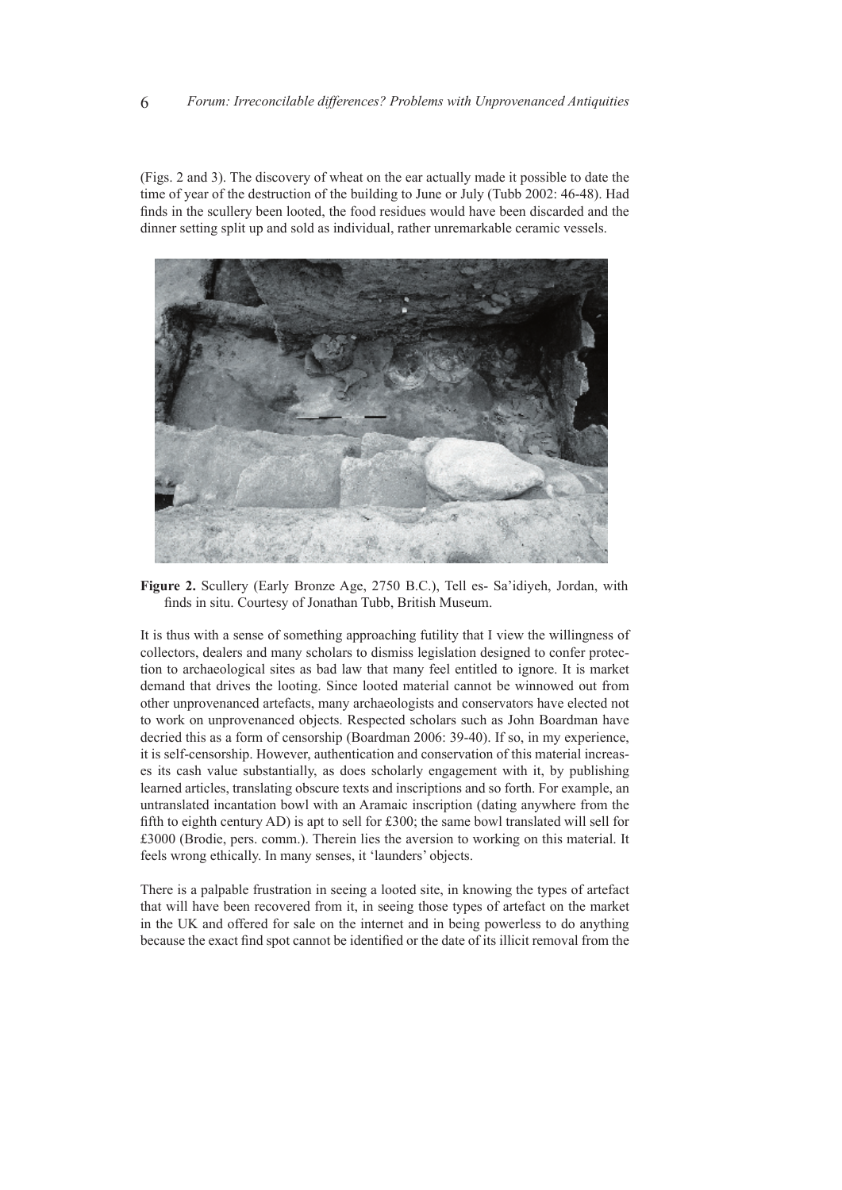(Figs. 2 and 3). The discovery of wheat on the ear actually made it possible to date the time of year of the destruction of the building to June or July (Tubb 2002: 46-48). Had finds in the scullery been looted, the food residues would have been discarded and the dinner setting split up and sold as individual, rather unremarkable ceramic vessels.

**Figure 2.** Scullery (Early Bronze Age, 2750 B.C.), Tell es- Sa'idiyeh, Jordan, with finds in situ. Courtesy of Jonathan Tubb, British Museum.

It is thus with a sense of something approaching futility that I view the willingness of collectors, dealers and many scholars to dismiss legislation designed to confer protection to archaeological sites as bad law that many feel entitled to ignore. It is market demand that drives the looting. Since looted material cannot be winnowed out from other unprovenanced artefacts, many archaeologists and conservators have elected not to work on unprovenanced objects. Respected scholars such as John Boardman have decried this as a form of censorship (Boardman 2006: 39-40). If so, in my experience, it is self-censorship. However, authentication and conservation of this material increases its cash value substantially, as does scholarly engagement with it, by publishing learned articles, translating obscure texts and inscriptions and so forth. For example, an untranslated incantation bowl with an Aramaic inscription (dating anywhere from the fifth to eighth century AD) is apt to sell for £300; the same bowl translated will sell for £3000 (Brodie, pers. comm.). Therein lies the aversion to working on this material. It feels wrong ethically. In many senses, it 'launders' objects.

There is a palpable frustration in seeing a looted site, in knowing the types of artefact that will have been recovered from it, in seeing those types of artefact on the market in the UK and offered for sale on the internet and in being powerless to do anything because the exact find spot cannot be identified or the date of its illicit removal from the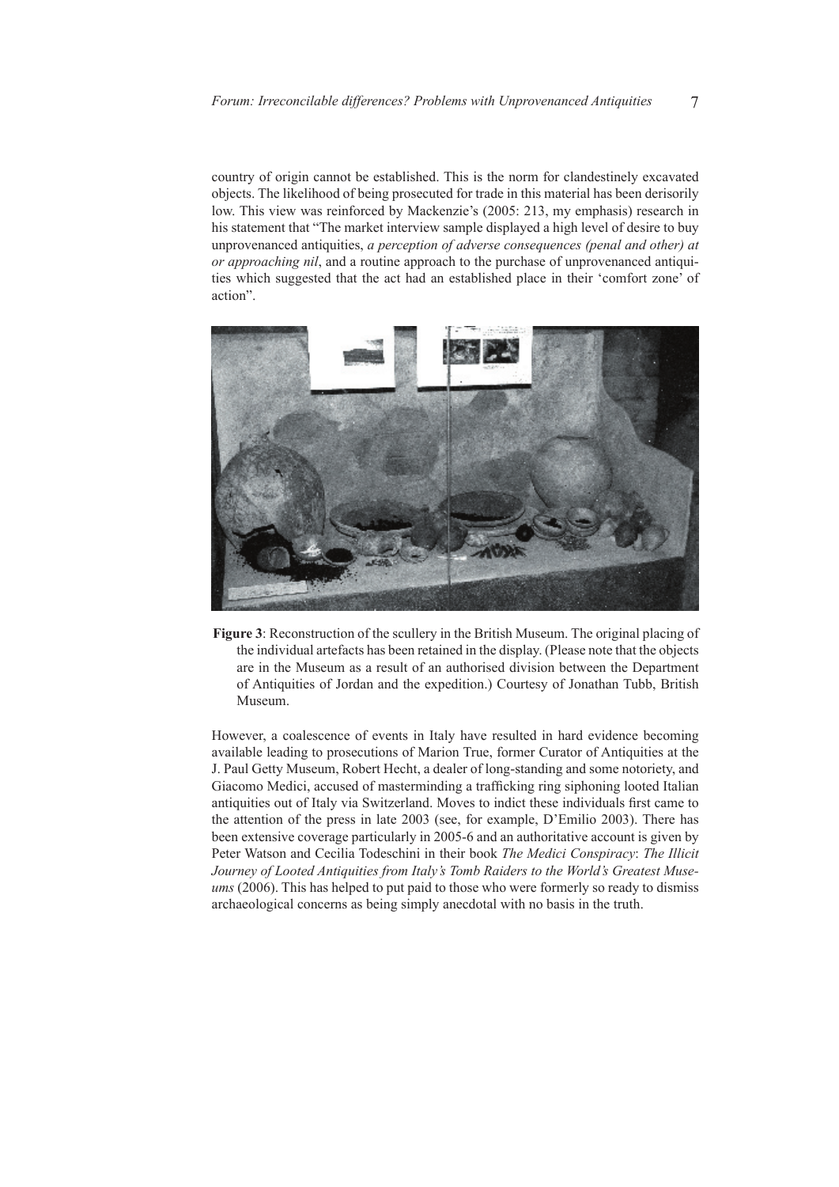country of origin cannot be established. This is the norm for clandestinely excavated objects. The likelihood of being prosecuted for trade in this material has been derisorily low. This view was reinforced by Mackenzie's (2005: 213, my emphasis) research in his statement that "The market interview sample displayed a high level of desire to buy unprovenanced antiquities, *a perception of adverse consequences (penal and other) at or approaching nil*, and a routine approach to the purchase of unprovenanced antiquities which suggested that the act had an established place in their 'comfort zone' of action".

**Figure 3**: Reconstruction of the scullery in the British Museum. The original placing of the individual artefacts has been retained in the display. (Please note that the objects are in the Museum as a result of an authorised division between the Department of Antiquities of Jordan and the expedition.) Courtesy of Jonathan Tubb, British Museum.

However, a coalescence of events in Italy have resulted in hard evidence becoming available leading to prosecutions of Marion True, former Curator of Antiquities at the J. Paul Getty Museum, Robert Hecht, a dealer of long-standing and some notoriety, and Giacomo Medici, accused of masterminding a trafficking ring siphoning looted Italian antiquities out of Italy via Switzerland. Moves to indict these individuals first came to the attention of the press in late 2003 (see, for example, D'Emilio 2003). There has been extensive coverage particularly in 2005-6 and an authoritative account is given by Peter Watson and Cecilia Todeschini in their book *The Medici Conspiracy*: *The Illicit Journey of Looted Antiquities from Italy's Tomb Raiders to the World's Greatest Museums* (2006). This has helped to put paid to those who were formerly so ready to dismiss archaeological concerns as being simply anecdotal with no basis in the truth.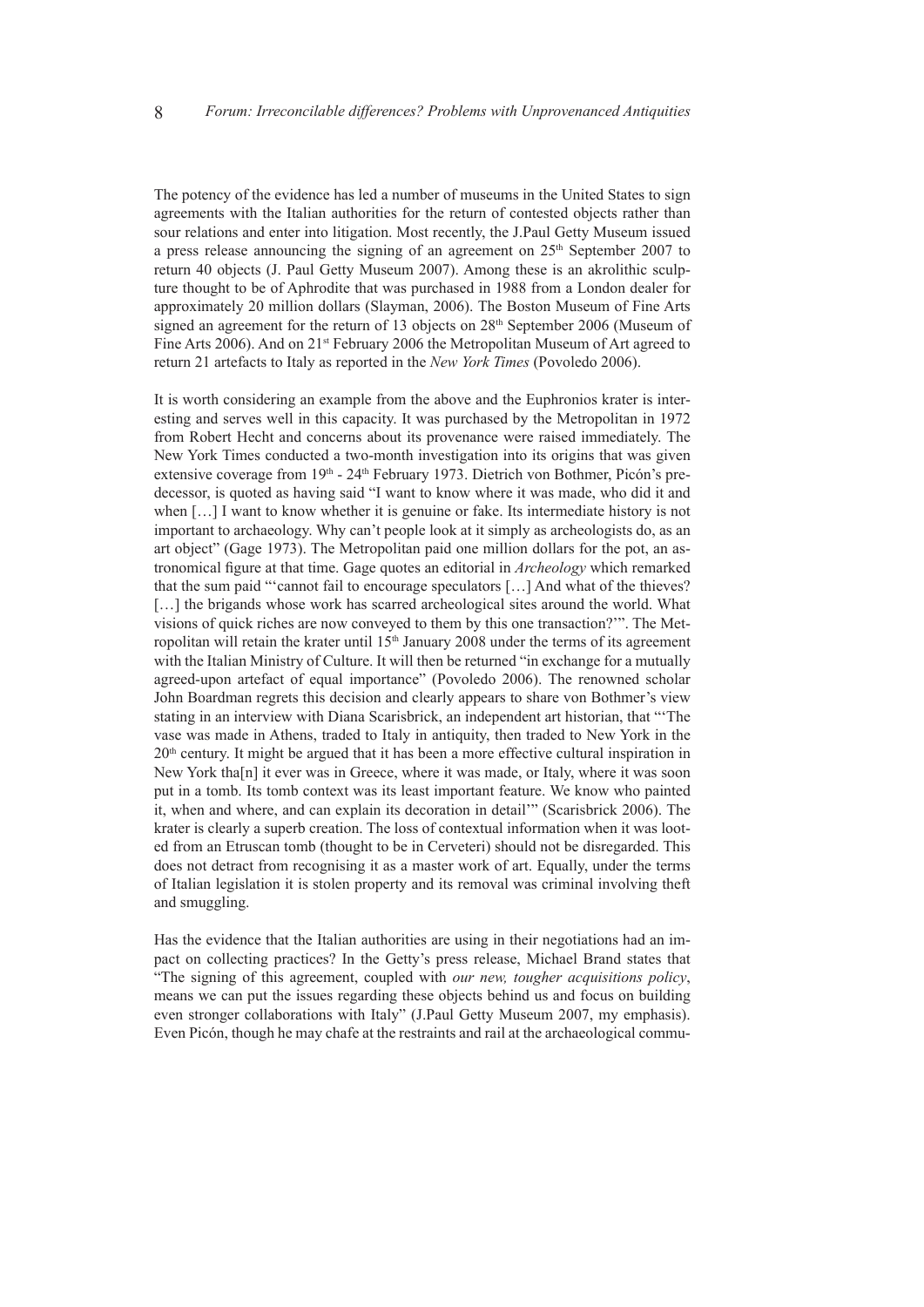The potency of the evidence has led a number of museums in the United States to sign agreements with the Italian authorities for the return of contested objects rather than sour relations and enter into litigation. Most recently, the J.Paul Getty Museum issued a press release announcing the signing of an agreement on 25th September 2007 to return 40 objects (J. Paul Getty Museum 2007). Among these is an akrolithic sculpture thought to be of Aphrodite that was purchased in 1988 from a London dealer for approximately 20 million dollars (Slayman, 2006). The Boston Museum of Fine Arts signed an agreement for the return of 13 objects on 28th September 2006 (Museum of Fine Arts 2006). And on 21st February 2006 the Metropolitan Museum of Art agreed to return 21 artefacts to Italy as reported in the *New York Times* (Povoledo 2006).

It is worth considering an example from the above and the Euphronios krater is interesting and serves well in this capacity. It was purchased by the Metropolitan in 1972 from Robert Hecht and concerns about its provenance were raised immediately. The New York Times conducted a two-month investigation into its origins that was given extensive coverage from 19th - 24th February 1973. Dietrich von Bothmer, Picón's predecessor, is quoted as having said "I want to know where it was made, who did it and when […] I want to know whether it is genuine or fake. Its intermediate history is not important to archaeology. Why can't people look at it simply as archeologists do, as an art object" (Gage 1973). The Metropolitan paid one million dollars for the pot, an astronomical figure at that time. Gage quotes an editorial in *Archeology* which remarked that the sum paid "'cannot fail to encourage speculators […] And what of the thieves? […] the brigands whose work has scarred archeological sites around the world. What visions of quick riches are now conveyed to them by this one transaction?'". The Metropolitan will retain the krater until 15th January 2008 under the terms of its agreement with the Italian Ministry of Culture. It will then be returned "in exchange for a mutually agreed-upon artefact of equal importance" (Povoledo 2006). The renowned scholar John Boardman regrets this decision and clearly appears to share von Bothmer's view stating in an interview with Diana Scarisbrick, an independent art historian, that "'The vase was made in Athens, traded to Italy in antiquity, then traded to New York in the 20th century. It might be argued that it has been a more effective cultural inspiration in New York tha[n] it ever was in Greece, where it was made, or Italy, where it was soon put in a tomb. Its tomb context was its least important feature. We know who painted it, when and where, and can explain its decoration in detail'" (Scarisbrick 2006). The krater is clearly a superb creation. The loss of contextual information when it was looted from an Etruscan tomb (thought to be in Cerveteri) should not be disregarded. This does not detract from recognising it as a master work of art. Equally, under the terms of Italian legislation it is stolen property and its removal was criminal involving theft and smuggling.

Has the evidence that the Italian authorities are using in their negotiations had an impact on collecting practices? In the Getty's press release, Michael Brand states that "The signing of this agreement, coupled with *our new, tougher acquisitions policy*, means we can put the issues regarding these objects behind us and focus on building even stronger collaborations with Italy" (J.Paul Getty Museum 2007, my emphasis). Even Picón, though he may chafe at the restraints and rail at the archaeological commu-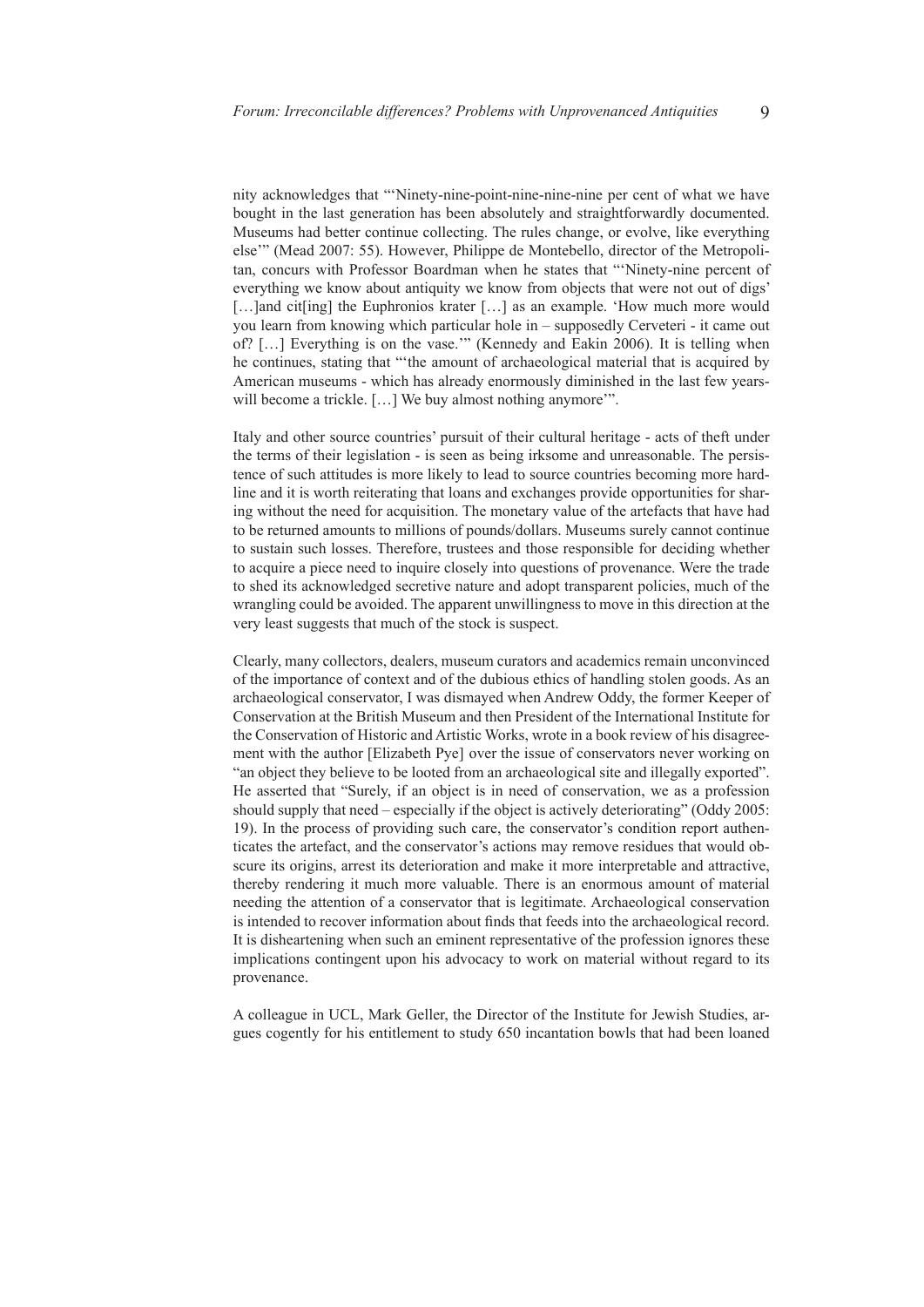nity acknowledges that "'Ninety-nine-point-nine-nine-nine per cent of what we have bought in the last generation has been absolutely and straightforwardly documented. Museums had better continue collecting. The rules change, or evolve, like everything else'" (Mead 2007: 55). However, Philippe de Montebello, director of the Metropolitan, concurs with Professor Boardman when he states that "'Ninety-nine percent of everything we know about antiquity we know from objects that were not out of digs' […]and cit[ing] the Euphronios krater […] as an example. 'How much more would you learn from knowing which particular hole in – supposedly Cerveteri - it came out of? […] Everything is on the vase.'" (Kennedy and Eakin 2006). It is telling when he continues, stating that "'the amount of archaeological material that is acquired by American museums - which has already enormously diminished in the last few years- will become a trickle. […] We buy almost nothing anymore'".

Italy and other source countries' pursuit of their cultural heritage - acts of theft under the terms of their legislation - is seen as being irksome and unreasonable. The persistence of such attitudes is more likely to lead to source countries becoming more hardline and it is worth reiterating that loans and exchanges provide opportunities for sharing without the need for acquisition. The monetary value of the artefacts that have had to be returned amounts to millions of pounds/dollars. Museums surely cannot continue to sustain such losses. Therefore, trustees and those responsible for deciding whether to acquire a piece need to inquire closely into questions of provenance. Were the trade to shed its acknowledged secretive nature and adopt transparent policies, much of the wrangling could be avoided. The apparent unwillingness to move in this direction at the very least suggests that much of the stock is suspect.

Clearly, many collectors, dealers, museum curators and academics remain unconvinced of the importance of context and of the dubious ethics of handling stolen goods. As an archaeological conservator, I was dismayed when Andrew Oddy, the former Keeper of Conservation at the British Museum and then President of the International Institute for the Conservation of Historic and Artistic Works, wrote in a book review of his disagreement with the author [Elizabeth Pye] over the issue of conservators never working on "an object they believe to be looted from an archaeological site and illegally exported". He asserted that "Surely, if an object is in need of conservation, we as a profession should supply that need – especially if the object is actively deteriorating" (Oddy 2005: 19). In the process of providing such care, the conservator's condition report authenticates the artefact, and the conservator's actions may remove residues that would obscure its origins, arrest its deterioration and make it more interpretable and attractive, thereby rendering it much more valuable. There is an enormous amount of material needing the attention of a conservator that is legitimate. Archaeological conservation is intended to recover information about finds that feeds into the archaeological record. It is disheartening when such an eminent representative of the profession ignores these implications contingent upon his advocacy to work on material without regard to its provenance.

A colleague in UCL, Mark Geller, the Director of the Institute for Jewish Studies, argues cogently for his entitlement to study 650 incantation bowls that had been loaned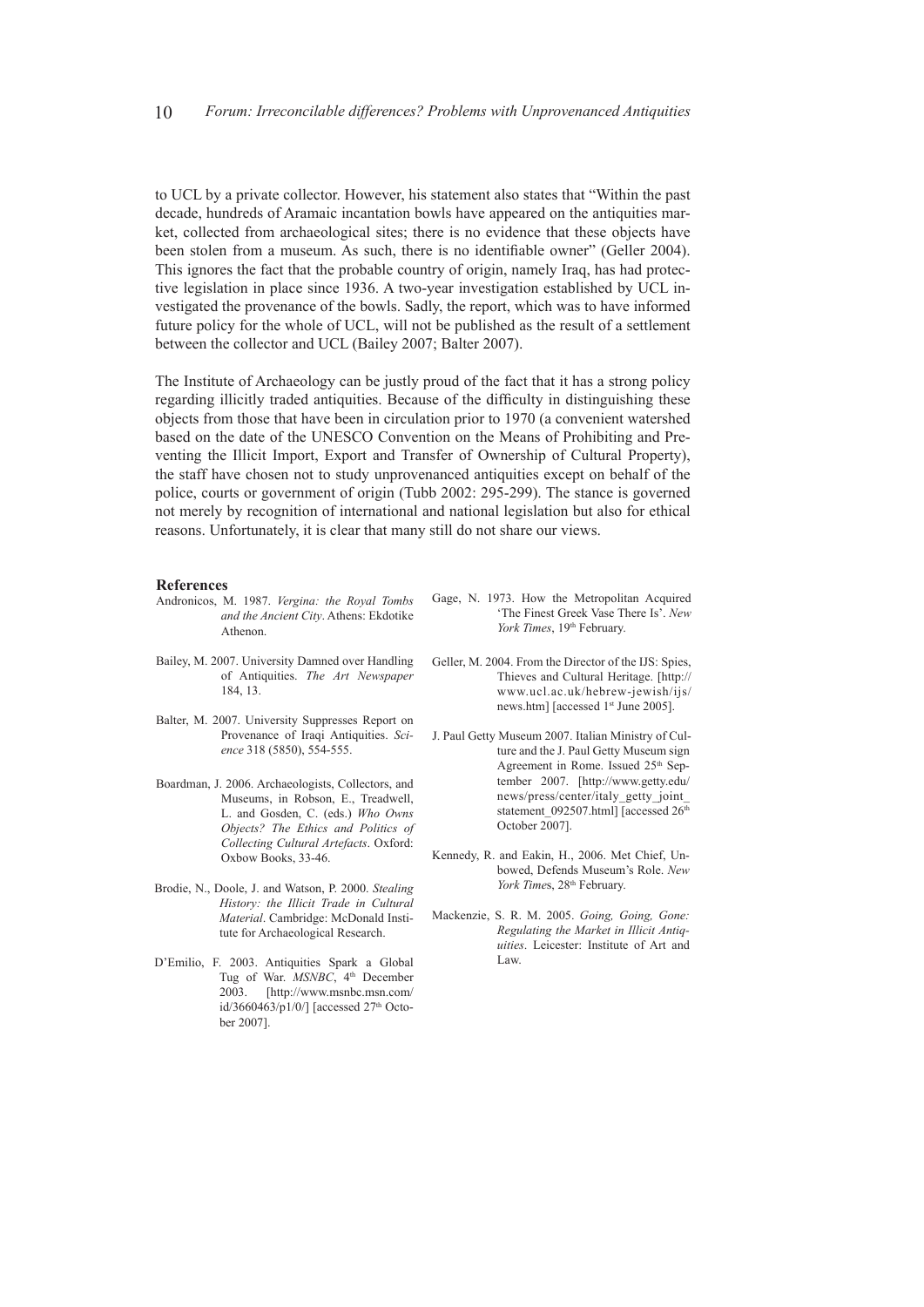to UCL by a private collector. However, his statement also states that "Within the past decade, hundreds of Aramaic incantation bowls have appeared on the antiquities market, collected from archaeological sites; there is no evidence that these objects have been stolen from a museum. As such, there is no identifiable owner" (Geller 2004). This ignores the fact that the probable country of origin, namely Iraq, has had protective legislation in place since 1936. A two-year investigation established by UCL investigated the provenance of the bowls. Sadly, the report, which was to have informed future policy for the whole of UCL, will not be published as the result of a settlement between the collector and UCL (Bailey 2007; Balter 2007).

The Institute of Archaeology can be justly proud of the fact that it has a strong policy regarding illicitly traded antiquities. Because of the difficulty in distinguishing these objects from those that have been in circulation prior to 1970 (a convenient watershed based on the date of the UNESCO Convention on the Means of Prohibiting and Preventing the Illicit Import, Export and Transfer of Ownership of Cultural Property), the staff have chosen not to study unprovenanced antiquities except on behalf of the police, courts or government of origin (Tubb 2002: 295-299). The stance is governed not merely by recognition of international and national legislation but also for ethical reasons. Unfortunately, it is clear that many still do not share our views.

## References

Andronicos, M. 1987. *Vergina: the Royal Tombs and the Ancient City*. Athens: Ekdotike Athenon.

Bailey, M. 2007. University Damned over Handling of Antiquities. *The Art Newspaper* 184, 13.

Balter, M. 2007. University Suppresses Report on Provenance of Iraqi Antiquities. *Science* 318 (5850), 554-555.

Boardman, J. 2006. Archaeologists, Collectors, and Museums, in Robson, E., Treadwell, L. and Gosden, C. (eds.) *Who Owns Objects? The Ethics and Politics of Collecting Cultural Artefacts*. Oxford: Oxbow Books, 33-46.

Brodie, N., Doole, J. and Watson, P. 2000. *Stealing History: the Illicit Trade in Cultural Material*. Cambridge: McDonald Institute for Archaeological Research.

D'Emilio, F. 2003. Antiquities Spark a Global Tug of War. *MSNBC*, 4th December 2003. [http://www.msnbc.msn.com/id/3660463/p1/0/] [accessed 27th October 2007].

Gage, N. 1973. How the Metropolitan Acquired 'The Finest Greek Vase There Is'. *New York Times*, 19th February.

Geller, M. 2004. From the Director of the IJS: Spies, Thieves and Cultural Heritage. [http://www.ucl.ac.uk/hebrew-jewish/ijs/news.htm] [accessed 1st June 2005].

J. Paul Getty Museum 2007. Italian Ministry of Culture and the J. Paul Getty Museum sign Agreement in Rome. Issued 25th September 2007. [http://www.getty.edu/news/press/center/italy_getty_joint_statement_092507.html] [accessed 26th October 2007].

Kennedy, R. and Eakin, H., 2006. Met Chief, Unbowed, Defends Museum's Role. *New York Times*, 28th February.

Mackenzie, S. R. M. 2005. *Going, Going, Gone: Regulating the Market in Illicit Antiquities*. Leicester: Institute of Art and Law.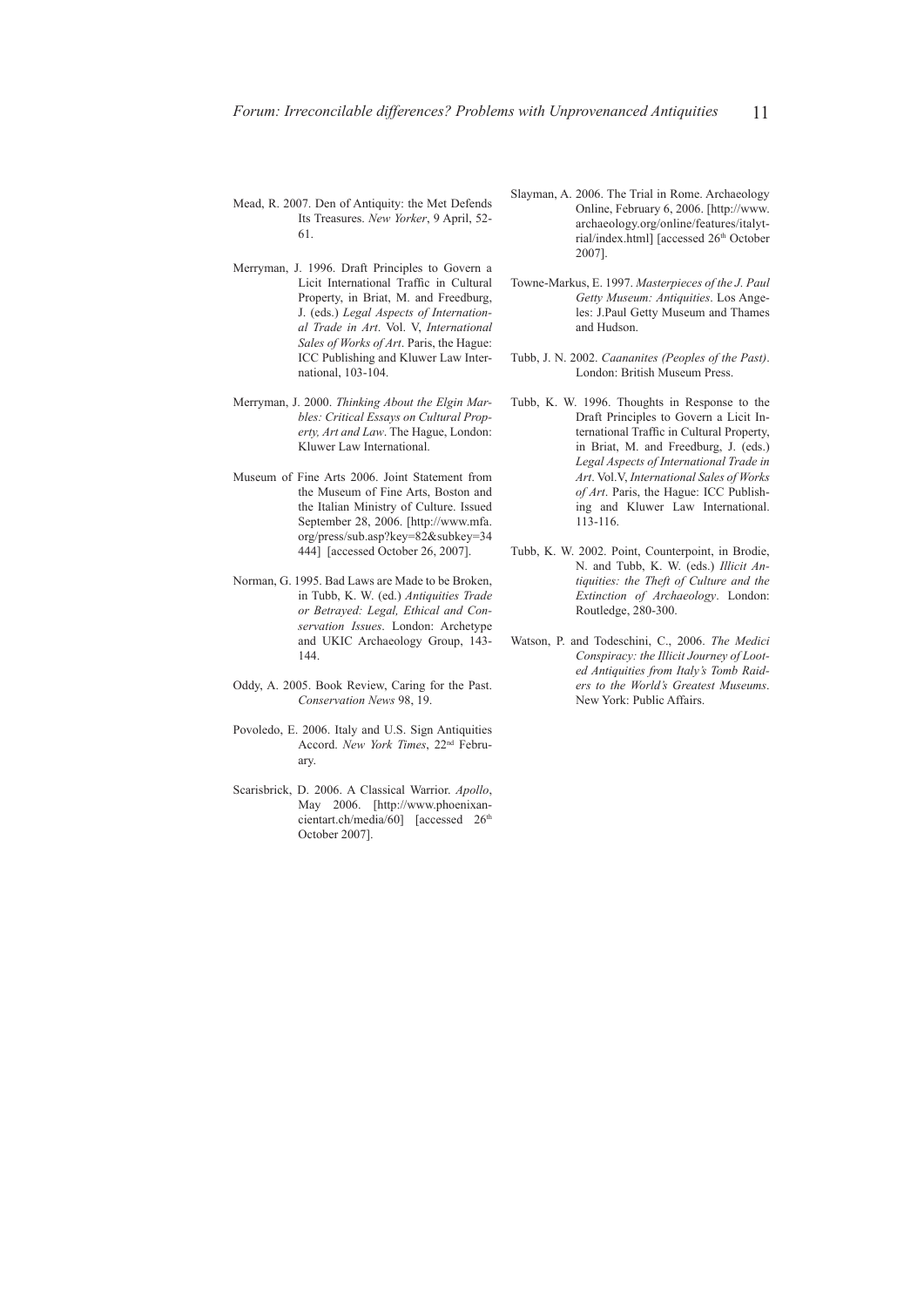Mead, R. 2007. Den of Antiquity: the Met Defends Its Treasures. *New Yorker*, 9 April, 52-61.

Merryman, J. 1996. Draft Principles to Govern a Licit International Traffic in Cultural Property, in Briat, M. and Freedburg, J. (eds.) *Legal Aspects of International Trade in Art*. Vol. V, *International Sales of Works of Art*. Paris, the Hague: ICC Publishing and Kluwer Law International, 103-104.

Merryman, J. 2000. *Thinking About the Elgin Marbles: Critical Essays on Cultural Property, Art and Law*. The Hague, London: Kluwer Law International.

Museum of Fine Arts 2006. Joint Statement from the Museum of Fine Arts, Boston and the Italian Ministry of Culture. Issued September 28, 2006. [http://www.mfa.org/press/sub.asp?key=82&subkey=34444] [accessed October 26, 2007].

Norman, G. 1995. Bad Laws are Made to be Broken, in Tubb, K. W. (ed.) *Antiquities Trade or Betrayed: Legal, Ethical and Conservation Issues*. London: Archetype and UKIC Archaeology Group, 143-144.

Oddy, A. 2005. Book Review, Caring for the Past. *Conservation News* 98, 19.

Povoledo, E. 2006. Italy and U.S. Sign Antiquities Accord. *New York Times*, 22nd February.

Scarisbrick, D. 2006. A Classical Warrior. *Apollo*, May 2006. [http://www.phoenixancientart.ch/media/60] [accessed 26th October 2007].

Slayman, A. 2006. The Trial in Rome. Archaeology Online, February 6, 2006. [http://www.archaeology.org/online/features/italytrial/index.html] [accessed 26th October 2007].

Towne-Markus, E. 1997. *Masterpieces of the J. Paul Getty Museum: Antiquities*. Los Angeles: J.Paul Getty Museum and Thames and Hudson.

Tubb, J. N. 2002. *Caananites (Peoples of the Past)*. London: British Museum Press.

Tubb, K. W. 1996. Thoughts in Response to the Draft Principles to Govern a Licit International Traffic in Cultural Property, in Briat, M. and Freedburg, J. (eds.) *Legal Aspects of International Trade in Art*. Vol.V, *International Sales of Works of Art*. Paris, the Hague: ICC Publishing and Kluwer Law International. 113-116.

Tubb, K. W. 2002. Point, Counterpoint, in Brodie, N. and Tubb, K. W. (eds.) *Illicit Antiquities: the Theft of Culture and the Extinction of Archaeology*. London: Routledge, 280-300.

Watson, P. and Todeschini, C., 2006. *The Medici Conspiracy: the Illicit Journey of Looted Antiquities from Italy's Tomb Raiders to the World's Greatest Museums*. New York: Public Affairs.